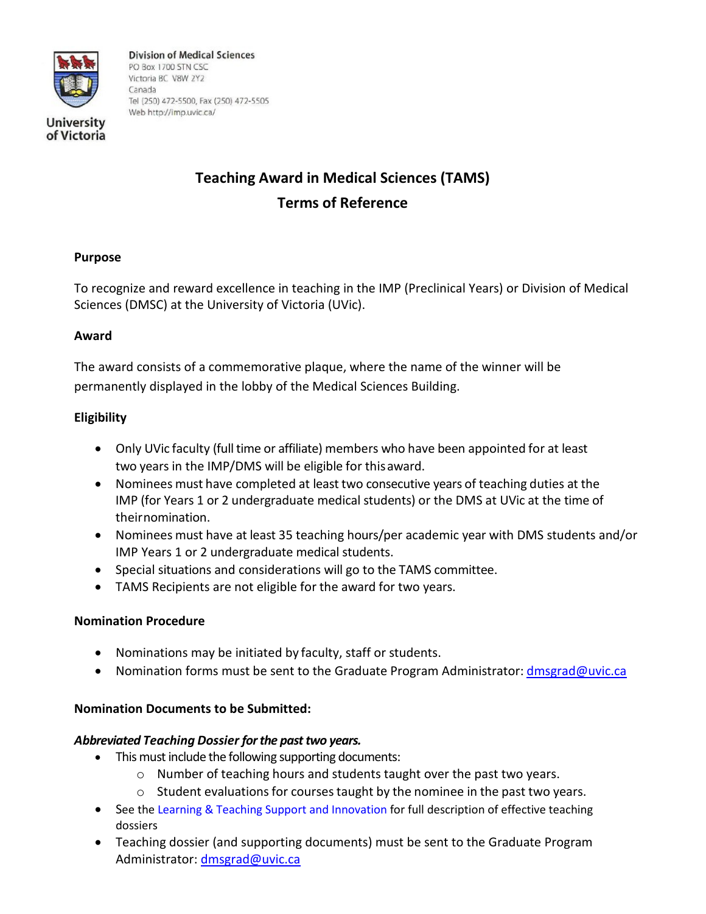Division of Medical Sciences
PO Box 1700 STN CSC
Victoria BC V8W 2Y2
Canada
Tel (250) 472-5500, Fax (250) 472-5505
Web http://imp.uvic.ca/

University of Victoria

# Teaching Award in Medical Sciences (TAMS)
# Terms of Reference

**Purpose**

To recognize and reward excellence in teaching in the IMP (Preclinical Years) or Division of Medical Sciences (DMSC) at the University of Victoria (UVic).

**Award**

The award consists of a commemorative plaque, where the name of the winner will be permanently displayed in the lobby of the Medical Sciences Building.

**Eligibility**

- Only UVic faculty (full time or affiliate) members who have been appointed for at least two years in the IMP/DMS will be eligible for this award.
- Nominees must have completed at least two consecutive years of teaching duties at the IMP (for Years 1 or 2 undergraduate medical students) or the DMS at UVic at the time of their nomination.
- Nominees must have at least 35 teaching hours/per academic year with DMS students and/or IMP Years 1 or 2 undergraduate medical students.
- Special situations and considerations will go to the TAMS committee.
- TAMS Recipients are not eligible for the award for two years.

**Nomination Procedure**

- Nominations may be initiated by faculty, staff or students.
- Nomination forms must be sent to the Graduate Program Administrator: dmsgrad@uvic.ca

**Nomination Documents to be Submitted:**

***Abbreviated Teaching Dossier for the past two years.***

- This must include the following supporting documents:
  - Number of teaching hours and students taught over the past two years.
  - Student evaluations for courses taught by the nominee in the past two years.
- See the Learning & Teaching Support and Innovation for full description of effective teaching dossiers
- Teaching dossier (and supporting documents) must be sent to the Graduate Program Administrator: dmsgrad@uvic.ca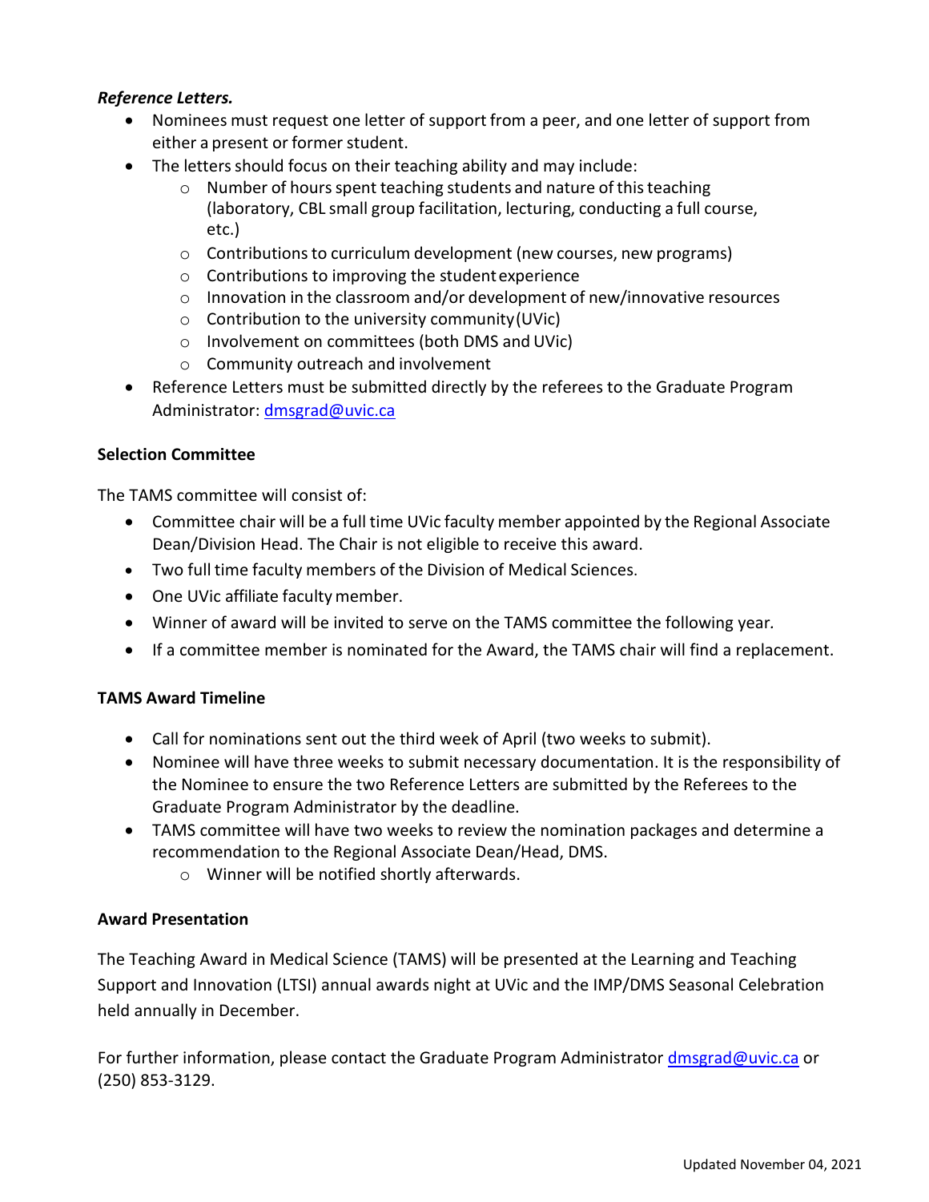***Reference Letters.***

- Nominees must request one letter of support from a peer, and one letter of support from either a present or former student.
- The letters should focus on their teaching ability and may include:
  - Number of hours spent teaching students and nature of this teaching (laboratory, CBL small group facilitation, lecturing, conducting a full course, etc.)
  - Contributions to curriculum development (new courses, new programs)
  - Contributions to improving the student experience
  - Innovation in the classroom and/or development of new/innovative resources
  - Contribution to the university community (UVic)
  - Involvement on committees (both DMS and UVic)
  - Community outreach and involvement
- Reference Letters must be submitted directly by the referees to the Graduate Program Administrator: dmsgrad@uvic.ca

**Selection Committee**

The TAMS committee will consist of:

- Committee chair will be a full time UVic faculty member appointed by the Regional Associate Dean/Division Head. The Chair is not eligible to receive this award.
- Two full time faculty members of the Division of Medical Sciences.
- One UVic affiliate faculty member.
- Winner of award will be invited to serve on the TAMS committee the following year.
- If a committee member is nominated for the Award, the TAMS chair will find a replacement.

**TAMS Award Timeline**

- Call for nominations sent out the third week of April (two weeks to submit).
- Nominee will have three weeks to submit necessary documentation. It is the responsibility of the Nominee to ensure the two Reference Letters are submitted by the Referees to the Graduate Program Administrator by the deadline.
- TAMS committee will have two weeks to review the nomination packages and determine a recommendation to the Regional Associate Dean/Head, DMS.
  - Winner will be notified shortly afterwards.

**Award Presentation**

The Teaching Award in Medical Science (TAMS) will be presented at the Learning and Teaching Support and Innovation (LTSI) annual awards night at UVic and the IMP/DMS Seasonal Celebration held annually in December.

For further information, please contact the Graduate Program Administrator dmsgrad@uvic.ca or (250) 853-3129.

Updated November 04, 2021